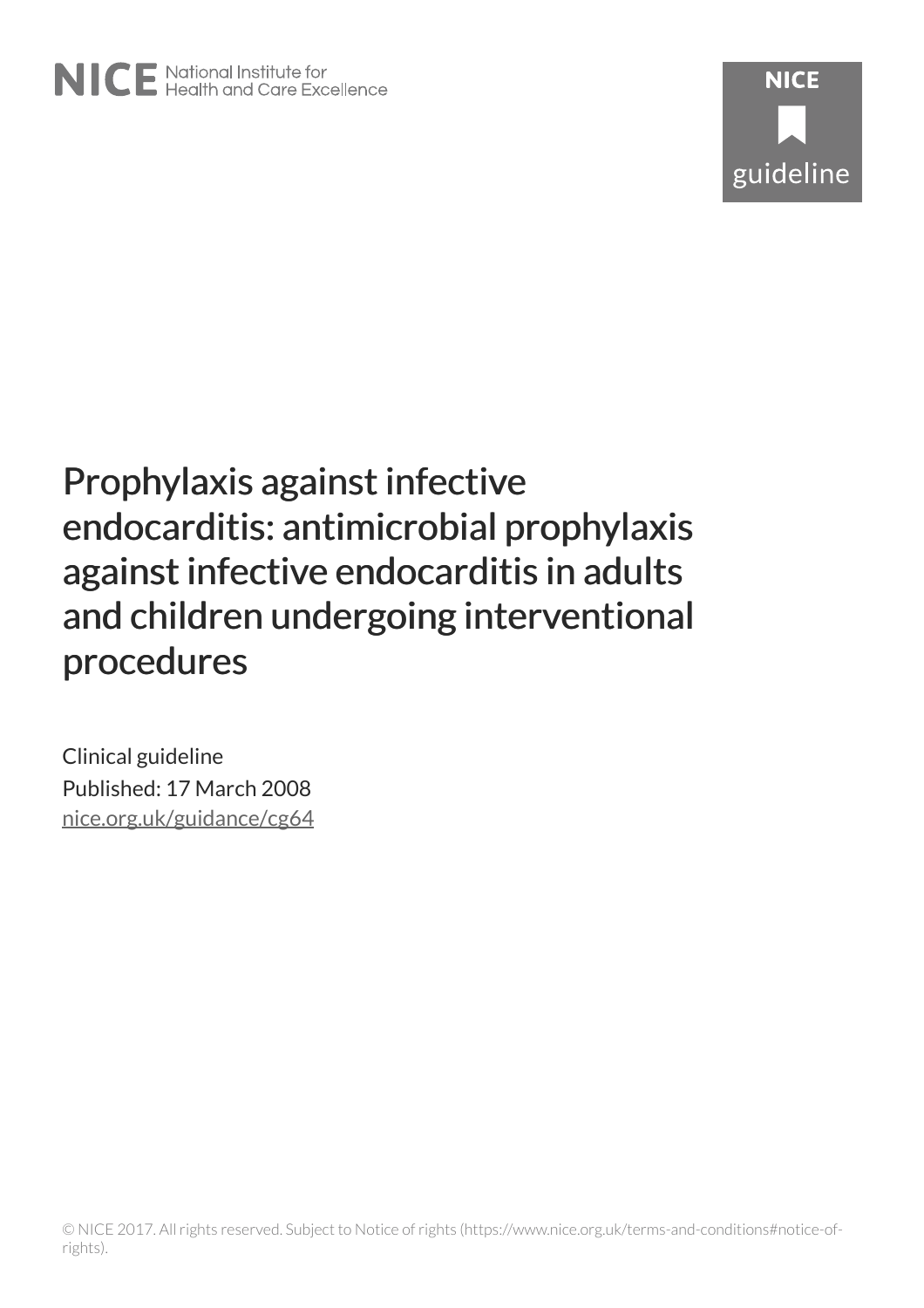NICE National Institute for Health and Care Excellence

NICE guideline

# Prophylaxis against infective endocarditis: antimicrobial prophylaxis against infective endocarditis in adults and children undergoing interventional procedures

Clinical guideline

Published: 17 March 2008

nice.org.uk/guidance/cg64

© NICE 2017. All rights reserved. Subject to Notice of rights (https://www.nice.org.uk/terms-and-conditions#notice-of-rights).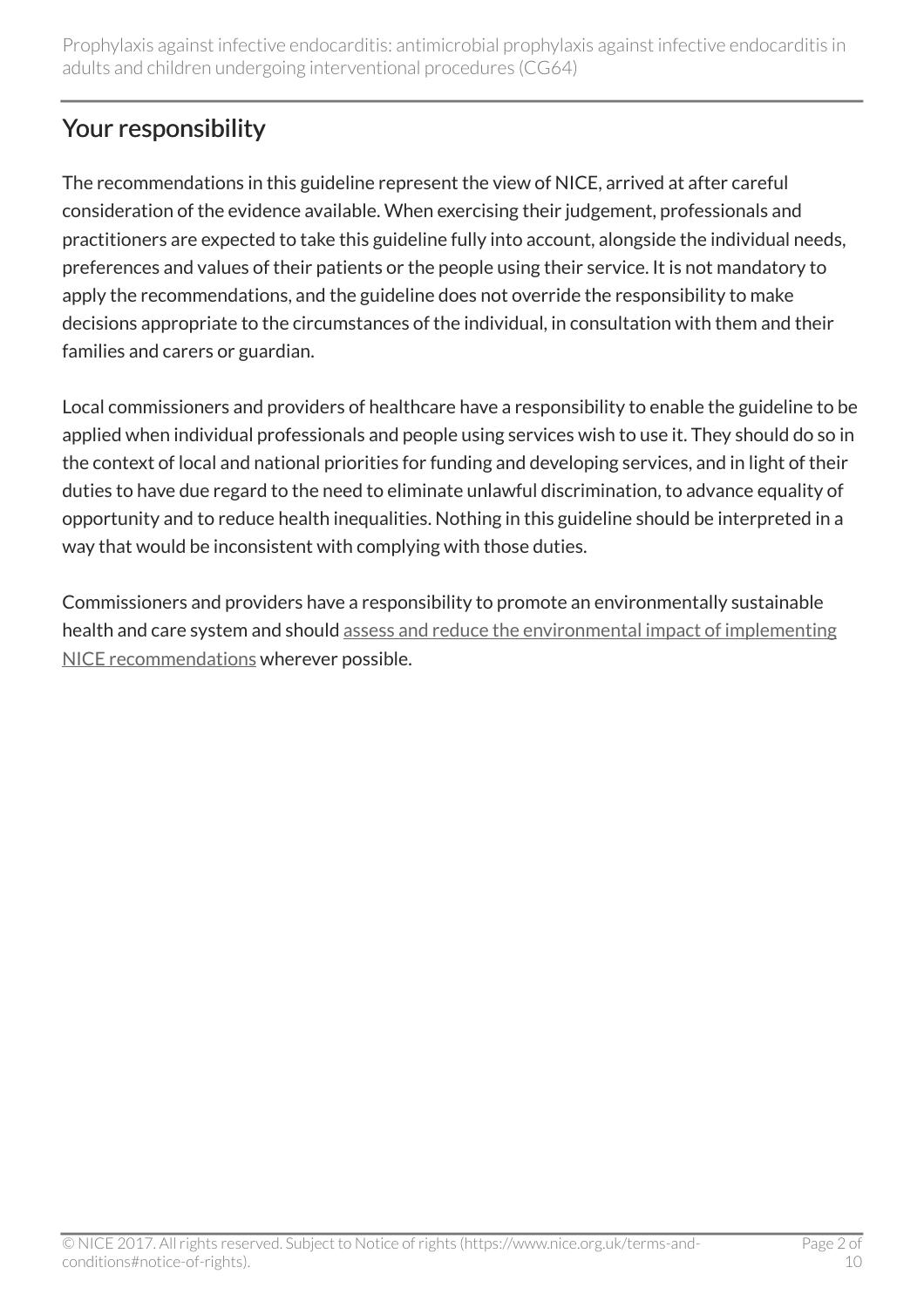## Your responsibility

The recommendations in this guideline represent the view of NICE, arrived at after careful consideration of the evidence available. When exercising their judgement, professionals and practitioners are expected to take this guideline fully into account, alongside the individual needs, preferences and values of their patients or the people using their service. It is not mandatory to apply the recommendations, and the guideline does not override the responsibility to make decisions appropriate to the circumstances of the individual, in consultation with them and their families and carers or guardian.

Local commissioners and providers of healthcare have a responsibility to enable the guideline to be applied when individual professionals and people using services wish to use it. They should do so in the context of local and national priorities for funding and developing services, and in light of their duties to have due regard to the need to eliminate unlawful discrimination, to advance equality of opportunity and to reduce health inequalities. Nothing in this guideline should be interpreted in a way that would be inconsistent with complying with those duties.

Commissioners and providers have a responsibility to promote an environmentally sustainable health and care system and should assess and reduce the environmental impact of implementing NICE recommendations wherever possible.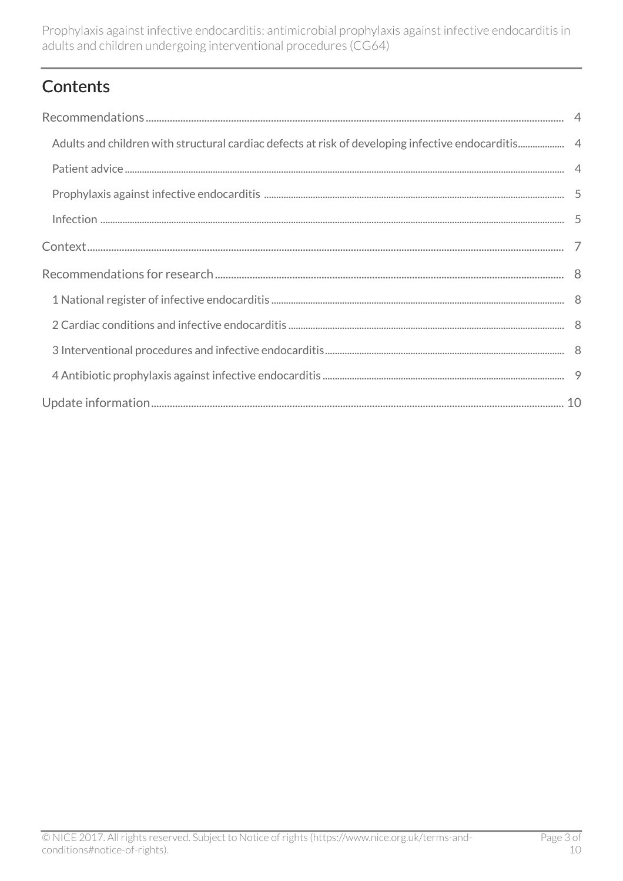## Contents

Recommendations .......... 4

- Adults and children with structural cardiac defects at risk of developing infective endocarditis .......... 4
- Patient advice .......... 4
- Prophylaxis against infective endocarditis .......... 5
- Infection .......... 5

Context .......... 7

Recommendations for research .......... 8

- 1 National register of infective endocarditis .......... 8
- 2 Cardiac conditions and infective endocarditis .......... 8
- 3 Interventional procedures and infective endocarditis .......... 8
- 4 Antibiotic prophylaxis against infective endocarditis .......... 9

Update information .......... 10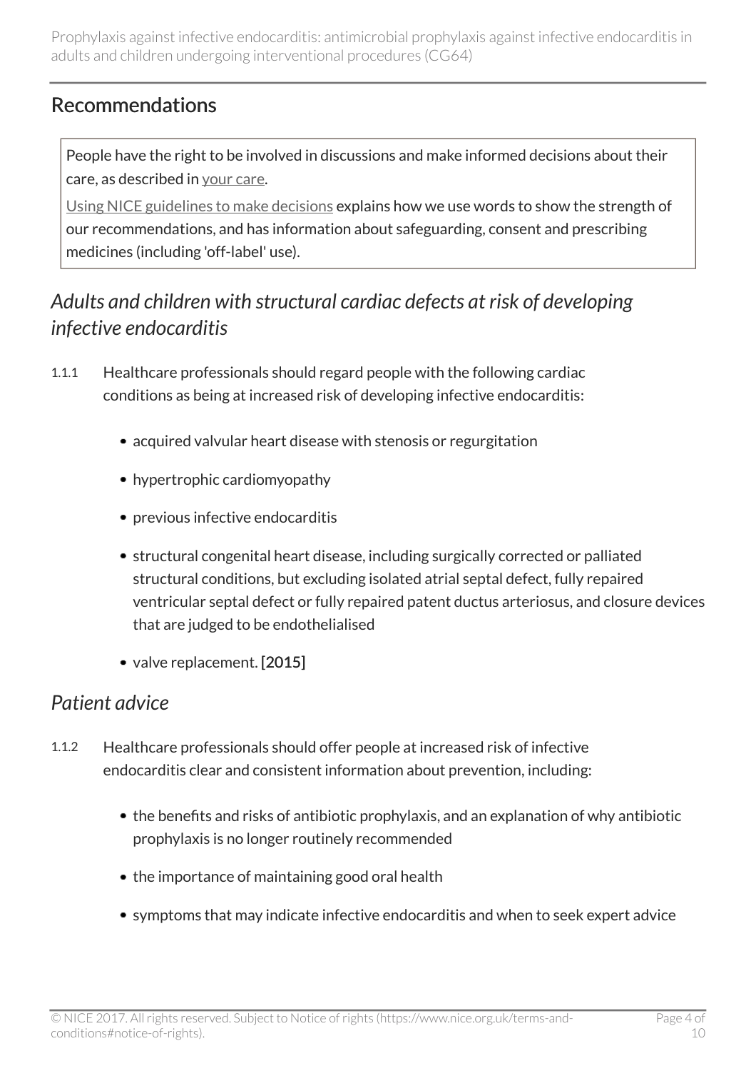## Recommendations

People have the right to be involved in discussions and make informed decisions about their care, as described in your care.

Using NICE guidelines to make decisions explains how we use words to show the strength of our recommendations, and has information about safeguarding, consent and prescribing medicines (including 'off-label' use).

### *Adults and children with structural cardiac defects at risk of developing infective endocarditis*

1.1.1 Healthcare professionals should regard people with the following cardiac conditions as being at increased risk of developing infective endocarditis:

- acquired valvular heart disease with stenosis or regurgitation
- hypertrophic cardiomyopathy
- previous infective endocarditis
- structural congenital heart disease, including surgically corrected or palliated structural conditions, but excluding isolated atrial septal defect, fully repaired ventricular septal defect or fully repaired patent ductus arteriosus, and closure devices that are judged to be endothelialised
- valve replacement. **[2015]**

### *Patient advice*

1.1.2 Healthcare professionals should offer people at increased risk of infective endocarditis clear and consistent information about prevention, including:

- the benefits and risks of antibiotic prophylaxis, and an explanation of why antibiotic prophylaxis is no longer routinely recommended
- the importance of maintaining good oral health
- symptoms that may indicate infective endocarditis and when to seek expert advice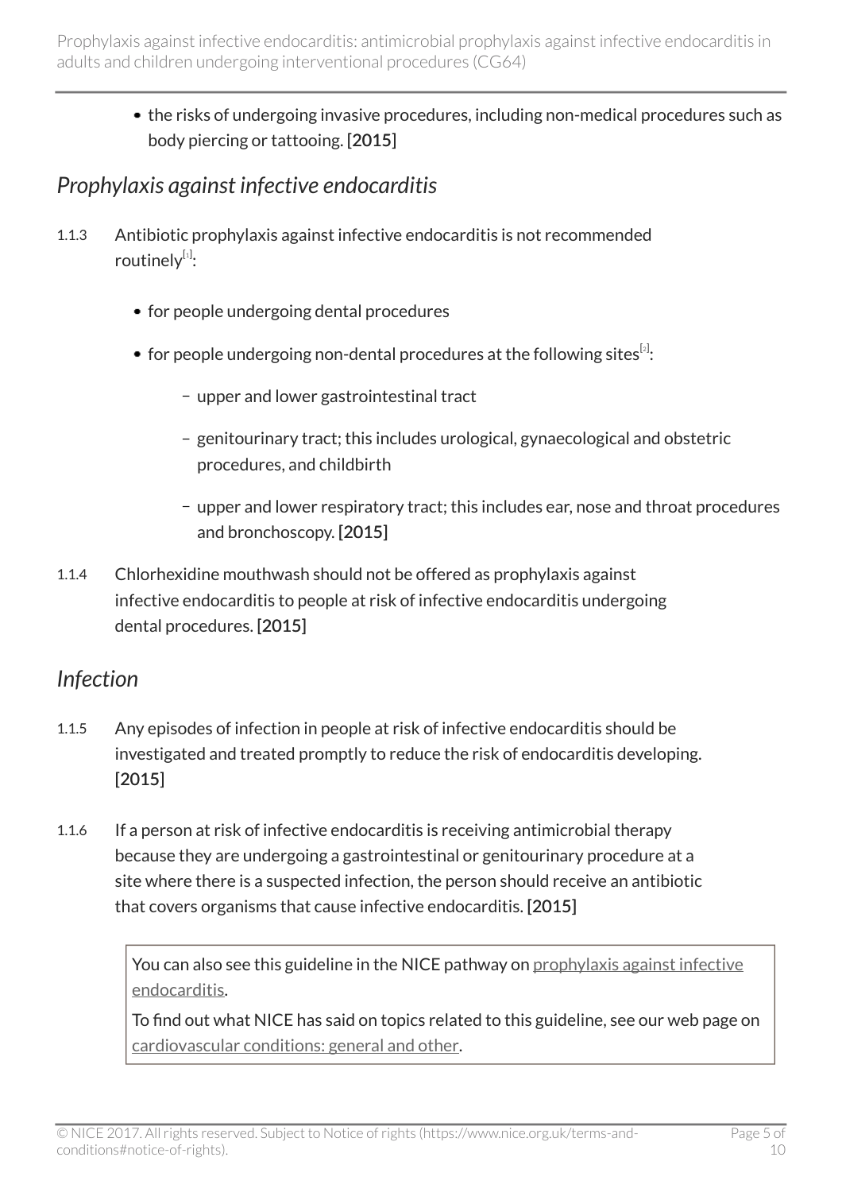- the risks of undergoing invasive procedures, including non-medical procedures such as body piercing or tattooing. **[2015]**

## *Prophylaxis against infective endocarditis*

1.1.3 Antibiotic prophylaxis against infective endocarditis is not recommended routinely[1]:

- for people undergoing dental procedures
- for people undergoing non-dental procedures at the following sites[2]:
  - upper and lower gastrointestinal tract
  - genitourinary tract; this includes urological, gynaecological and obstetric procedures, and childbirth
  - upper and lower respiratory tract; this includes ear, nose and throat procedures and bronchoscopy. **[2015]**

1.1.4 Chlorhexidine mouthwash should not be offered as prophylaxis against infective endocarditis to people at risk of infective endocarditis undergoing dental procedures. **[2015]**

## *Infection*

1.1.5 Any episodes of infection in people at risk of infective endocarditis should be investigated and treated promptly to reduce the risk of endocarditis developing. **[2015]**

1.1.6 If a person at risk of infective endocarditis is receiving antimicrobial therapy because they are undergoing a gastrointestinal or genitourinary procedure at a site where there is a suspected infection, the person should receive an antibiotic that covers organisms that cause infective endocarditis. **[2015]**

> You can also see this guideline in the NICE pathway on prophylaxis against infective endocarditis.
>
> To find out what NICE has said on topics related to this guideline, see our web page on cardiovascular conditions: general and other.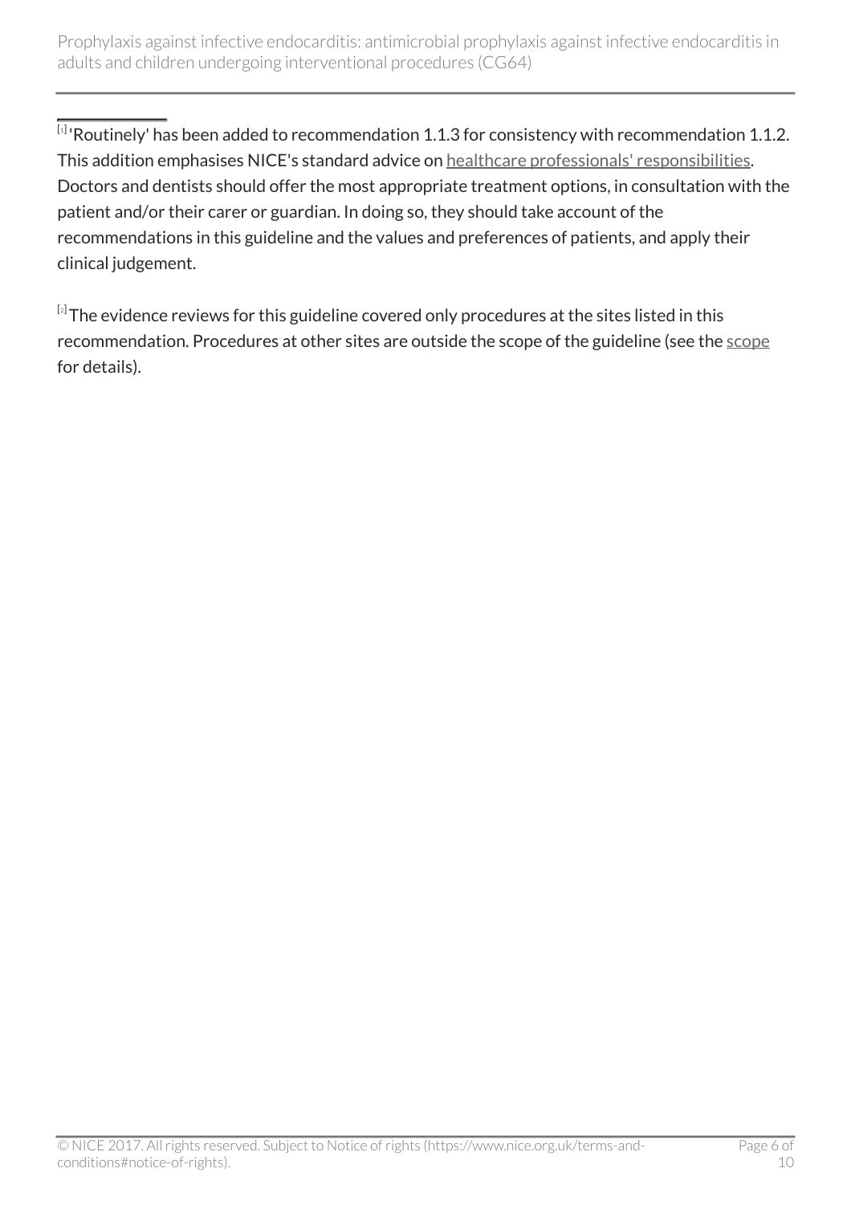[1] 'Routinely' has been added to recommendation 1.1.3 for consistency with recommendation 1.1.2. This addition emphasises NICE's standard advice on healthcare professionals' responsibilities. Doctors and dentists should offer the most appropriate treatment options, in consultation with the patient and/or their carer or guardian. In doing so, they should take account of the recommendations in this guideline and the values and preferences of patients, and apply their clinical judgement.

[2] The evidence reviews for this guideline covered only procedures at the sites listed in this recommendation. Procedures at other sites are outside the scope of the guideline (see the scope for details).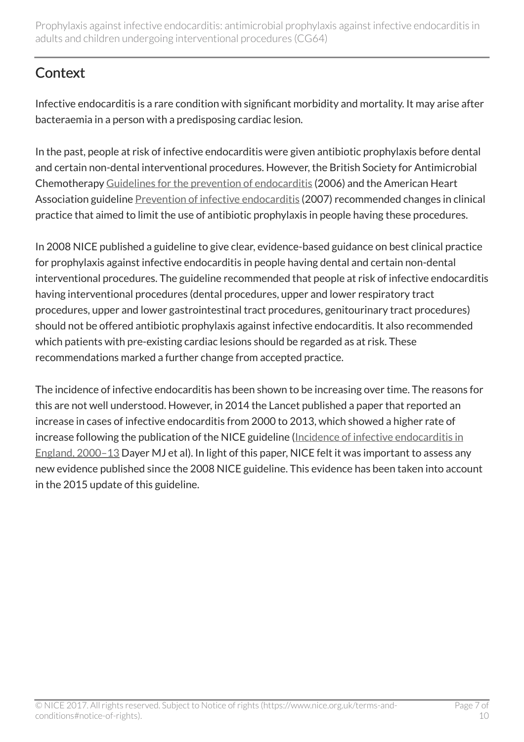## Context

Infective endocarditis is a rare condition with significant morbidity and mortality. It may arise after bacteraemia in a person with a predisposing cardiac lesion.

In the past, people at risk of infective endocarditis were given antibiotic prophylaxis before dental and certain non-dental interventional procedures. However, the British Society for Antimicrobial Chemotherapy Guidelines for the prevention of endocarditis (2006) and the American Heart Association guideline Prevention of infective endocarditis (2007) recommended changes in clinical practice that aimed to limit the use of antibiotic prophylaxis in people having these procedures.

In 2008 NICE published a guideline to give clear, evidence-based guidance on best clinical practice for prophylaxis against infective endocarditis in people having dental and certain non-dental interventional procedures. The guideline recommended that people at risk of infective endocarditis having interventional procedures (dental procedures, upper and lower respiratory tract procedures, upper and lower gastrointestinal tract procedures, genitourinary tract procedures) should not be offered antibiotic prophylaxis against infective endocarditis. It also recommended which patients with pre-existing cardiac lesions should be regarded as at risk. These recommendations marked a further change from accepted practice.

The incidence of infective endocarditis has been shown to be increasing over time. The reasons for this are not well understood. However, in 2014 the Lancet published a paper that reported an increase in cases of infective endocarditis from 2000 to 2013, which showed a higher rate of increase following the publication of the NICE guideline (Incidence of infective endocarditis in England, 2000–13 Dayer MJ et al). In light of this paper, NICE felt it was important to assess any new evidence published since the 2008 NICE guideline. This evidence has been taken into account in the 2015 update of this guideline.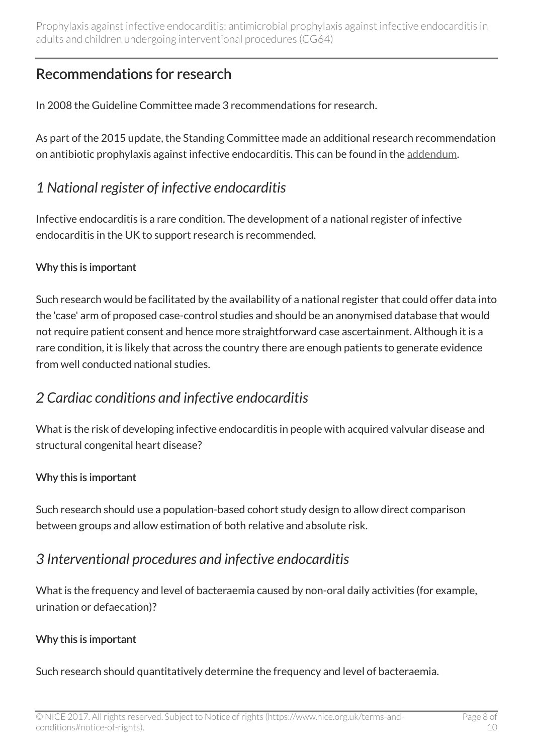## Recommendations for research

In 2008 the Guideline Committee made 3 recommendations for research.

As part of the 2015 update, the Standing Committee made an additional research recommendation on antibiotic prophylaxis against infective endocarditis. This can be found in the addendum.

### *1 National register of infective endocarditis*

Infective endocarditis is a rare condition. The development of a national register of infective endocarditis in the UK to support research is recommended.

#### Why this is important

Such research would be facilitated by the availability of a national register that could offer data into the 'case' arm of proposed case-control studies and should be an anonymised database that would not require patient consent and hence more straightforward case ascertainment. Although it is a rare condition, it is likely that across the country there are enough patients to generate evidence from well conducted national studies.

### *2 Cardiac conditions and infective endocarditis*

What is the risk of developing infective endocarditis in people with acquired valvular disease and structural congenital heart disease?

#### Why this is important

Such research should use a population-based cohort study design to allow direct comparison between groups and allow estimation of both relative and absolute risk.

### *3 Interventional procedures and infective endocarditis*

What is the frequency and level of bacteraemia caused by non-oral daily activities (for example, urination or defaecation)?

#### Why this is important

Such research should quantitatively determine the frequency and level of bacteraemia.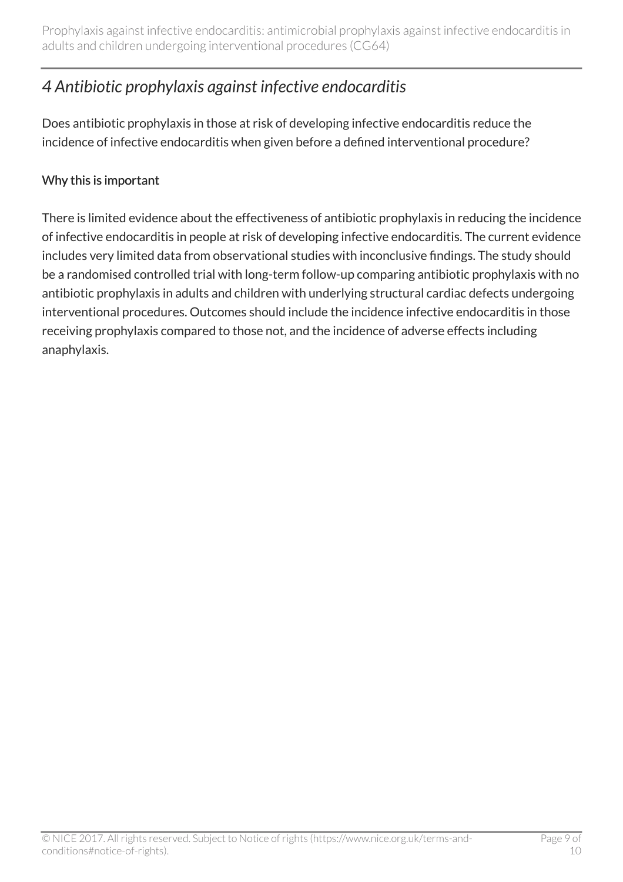## *4 Antibiotic prophylaxis against infective endocarditis*

Does antibiotic prophylaxis in those at risk of developing infective endocarditis reduce the incidence of infective endocarditis when given before a defined interventional procedure?

### Why this is important

There is limited evidence about the effectiveness of antibiotic prophylaxis in reducing the incidence of infective endocarditis in people at risk of developing infective endocarditis. The current evidence includes very limited data from observational studies with inconclusive findings. The study should be a randomised controlled trial with long-term follow-up comparing antibiotic prophylaxis with no antibiotic prophylaxis in adults and children with underlying structural cardiac defects undergoing interventional procedures. Outcomes should include the incidence infective endocarditis in those receiving prophylaxis compared to those not, and the incidence of adverse effects including anaphylaxis.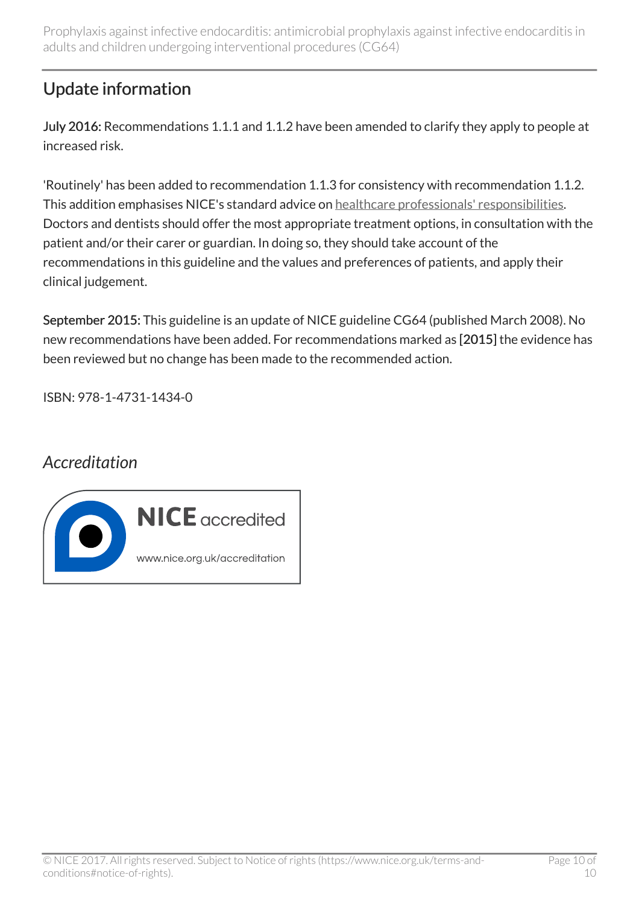## Update information

**July 2016:** Recommendations 1.1.1 and 1.1.2 have been amended to clarify they apply to people at increased risk.

'Routinely' has been added to recommendation 1.1.3 for consistency with recommendation 1.1.2. This addition emphasises NICE's standard advice on healthcare professionals' responsibilities. Doctors and dentists should offer the most appropriate treatment options, in consultation with the patient and/or their carer or guardian. In doing so, they should take account of the recommendations in this guideline and the values and preferences of patients, and apply their clinical judgement.

**September 2015:** This guideline is an update of NICE guideline CG64 (published March 2008). No new recommendations have been added. For recommendations marked as **[2015]** the evidence has been reviewed but no change has been made to the recommended action.

ISBN: 978-1-4731-1434-0

### *Accreditation*

NICE accredited

www.nice.org.uk/accreditation